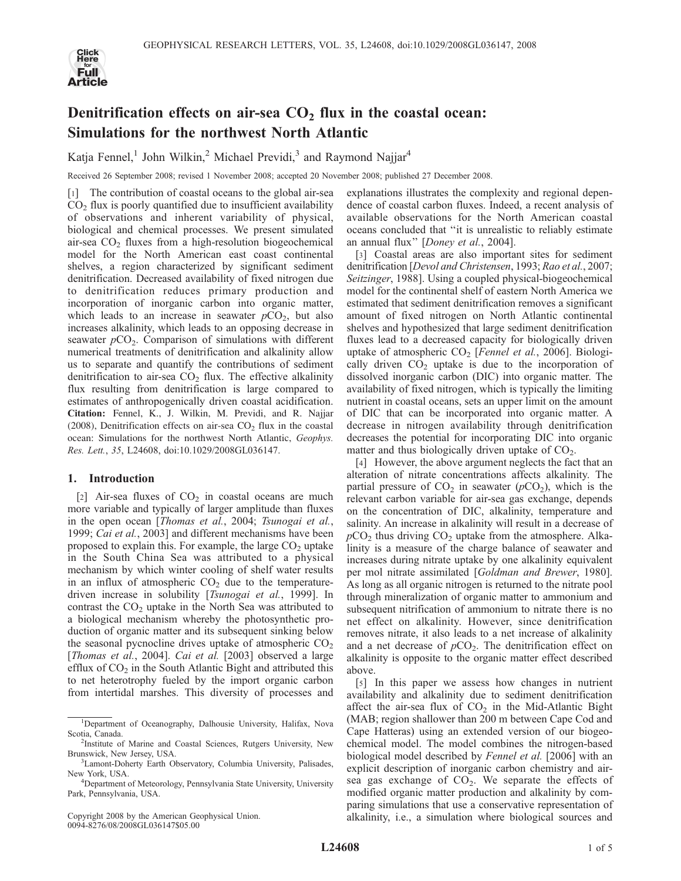# Denitrification effects on air-sea $CO_2$ flux in the coastal ocean: Simulations for the northwest North Atlantic

Katja Fennel,[1] John Wilkin,[2] Michael Previdi,[3] and Raymond Najjar[4]

Received 26 September 2008; revised 1 November 2008; accepted 20 November 2008; published 27 December 2008.

[1] The contribution of coastal oceans to the global air-sea $CO_2$ flux is poorly quantified due to insufficient availability of observations and inherent variability of physical, biological and chemical processes. We present simulated air-sea $CO_2$ fluxes from a high-resolution biogeochemical model for the North American east coast continental shelves, a region characterized by significant sediment denitrification. Decreased availability of fixed nitrogen due to denitrification reduces primary production and incorporation of inorganic carbon into organic matter, which leads to an increase in seawater $pCO_2$, but also increases alkalinity, which leads to an opposing decrease in seawater $pCO_2$. Comparison of simulations with different numerical treatments of denitrification and alkalinity allow us to separate and quantify the contributions of sediment denitrification to air-sea $CO_2$ flux. The effective alkalinity flux resulting from denitrification is large compared to estimates of anthropogenically driven coastal acidification. **Citation:** Fennel, K., J. Wilkin, M. Previdi, and R. Najjar (2008), Denitrification effects on air-sea $CO_2$ flux in the coastal ocean: Simulations for the northwest North Atlantic, *Geophys. Res. Lett.*, *35*, L24608, doi:10.1029/2008GL036147.

## 1. Introduction

[2] Air-sea fluxes of $CO_2$ in coastal oceans are much more variable and typically of larger amplitude than fluxes in the open ocean [*Thomas et al.*, 2004; *Tsunogai et al.*, 1999; *Cai et al.*, 2003] and different mechanisms have been proposed to explain this. For example, the large $CO_2$ uptake in the South China Sea was attributed to a physical mechanism by which winter cooling of shelf water results in an influx of atmospheric $CO_2$ due to the temperature-driven increase in solubility [*Tsunogai et al.*, 1999]. In contrast the $CO_2$ uptake in the North Sea was attributed to a biological mechanism whereby the photosynthetic production of organic matter and its subsequent sinking below the seasonal pycnocline drives uptake of atmospheric $CO_2$ [*Thomas et al.*, 2004]. *Cai et al.* [2003] observed a large efflux of $CO_2$ in the South Atlantic Bight and attributed this to net heterotrophy fueled by the import organic carbon from intertidal marshes. This diversity of processes and explanations illustrates the complexity and regional dependence of coastal carbon fluxes. Indeed, a recent analysis of available observations for the North American coastal oceans concluded that "it is unrealistic to reliably estimate an annual flux" [*Doney et al.*, 2004].

[3] Coastal areas are also important sites for sediment denitrification [*Devol and Christensen*, 1993; *Rao et al.*, 2007; *Seitzinger*, 1988]. Using a coupled physical-biogeochemical model for the continental shelf of eastern North America we estimated that sediment denitrification removes a significant amount of fixed nitrogen on North Atlantic continental shelves and hypothesized that large sediment denitrification fluxes lead to a decreased capacity for biologically driven uptake of atmospheric $CO_2$ [*Fennel et al.*, 2006]. Biologically driven $CO_2$ uptake is due to the incorporation of dissolved inorganic carbon (DIC) into organic matter. The availability of fixed nitrogen, which is typically the limiting nutrient in coastal oceans, sets an upper limit on the amount of DIC that can be incorporated into organic matter. A decrease in nitrogen availability through denitrification decreases the potential for incorporating DIC into organic matter and thus biologically driven uptake of $CO_2$.

[4] However, the above argument neglects the fact that an alteration of nitrate concentrations affects alkalinity. The partial pressure of $CO_2$ in seawater ($pCO_2$), which is the relevant carbon variable for air-sea gas exchange, depends on the concentration of DIC, alkalinity, temperature and salinity. An increase in alkalinity will result in a decrease of $pCO_2$ thus driving $CO_2$ uptake from the atmosphere. Alkalinity is a measure of the charge balance of seawater and increases during nitrate uptake by one alkalinity equivalent per mol nitrate assimilated [*Goldman and Brewer*, 1980]. As long as all organic nitrogen is returned to the nitrate pool through mineralization of organic matter to ammonium and subsequent nitrification of ammonium to nitrate there is no net effect on alkalinity. However, since denitrification removes nitrate, it also leads to a net increase of alkalinity and a net decrease of $pCO_2$. The denitrification effect on alkalinity is opposite to the organic matter effect described above.

[5] In this paper we assess how changes in nutrient availability and alkalinity due to sediment denitrification affect the air-sea flux of $CO_2$ in the Mid-Atlantic Bight (MAB; region shallower than 200 m between Cape Cod and Cape Hatteras) using an extended version of our biogeochemical model. The model combines the nitrogen-based biological model described by *Fennel et al.* [2006] with an explicit description of inorganic carbon chemistry and air-sea gas exchange of $CO_2$. We separate the effects of modified organic matter production and alkalinity by comparing simulations that use a conservative representation of alkalinity, i.e., a simulation where biological sources and

---

[1] Department of Oceanography, Dalhousie University, Halifax, Nova Scotia, Canada.

[2] Institute of Marine and Coastal Sciences, Rutgers University, New Brunswick, New Jersey, USA.

[3] Lamont-Doherty Earth Observatory, Columbia University, Palisades, New York, USA.

[4] Department of Meteorology, Pennsylvania State University, University Park, Pennsylvania, USA.

Copyright 2008 by the American Geophysical Union.
0094-8276/08/2008GL036147$05.00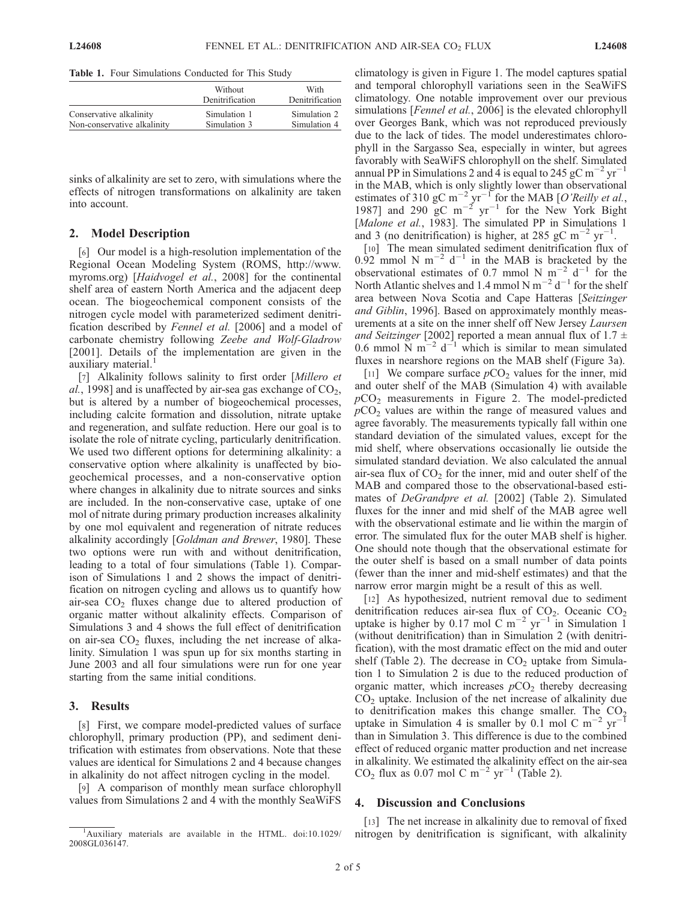**Table 1.** Four Simulations Conducted for This Study

| | Without Denitrification | With Denitrification |
|---|---|---|
| Conservative alkalinity | Simulation 1 | Simulation 2 |
| Non-conservative alkalinity | Simulation 3 | Simulation 4 |

sinks of alkalinity are set to zero, with simulations where the effects of nitrogen transformations on alkalinity are taken into account.

## 2. Model Description

[6] Our model is a high-resolution implementation of the Regional Ocean Modeling System (ROMS, http://www.myroms.org) [*Haidvogel et al.*, 2008] for the continental shelf area of eastern North America and the adjacent deep ocean. The biogeochemical component consists of the nitrogen cycle model with parameterized sediment denitrification described by *Fennel et al.* [2006] and a model of carbonate chemistry following *Zeebe and Wolf-Gladrow* [2001]. Details of the implementation are given in the auxiliary material.[1]

[7] Alkalinity follows salinity to first order [*Millero et al.*, 1998] and is unaffected by air-sea gas exchange of $CO_2$, but is altered by a number of biogeochemical processes, including calcite formation and dissolution, nitrate uptake and regeneration, and sulfate reduction. Here our goal is to isolate the role of nitrate cycling, particularly denitrification. We used two different options for determining alkalinity: a conservative option where alkalinity is unaffected by biogeochemical processes, and a non-conservative option where changes in alkalinity due to nitrate sources and sinks are included. In the non-conservative case, uptake of one mol of nitrate during primary production increases alkalinity by one mol equivalent and regeneration of nitrate reduces alkalinity accordingly [*Goldman and Brewer*, 1980]. These two options were run with and without denitrification, leading to a total of four simulations (Table 1). Comparison of Simulations 1 and 2 shows the impact of denitrification on nitrogen cycling and allows us to quantify how air-sea $CO_2$ fluxes change due to altered production of organic matter without alkalinity effects. Comparison of Simulations 3 and 4 shows the full effect of denitrification on air-sea $CO_2$ fluxes, including the net increase of alkalinity. Simulation 1 was spun up for six months starting in June 2003 and all four simulations were run for one year starting from the same initial conditions.

## 3. Results

[8] First, we compare model-predicted values of surface chlorophyll, primary production (PP), and sediment denitrification with estimates from observations. Note that these values are identical for Simulations 2 and 4 because changes in alkalinity do not affect nitrogen cycling in the model.

[9] A comparison of monthly mean surface chlorophyll values from Simulations 2 and 4 with the monthly SeaWiFS climatology is given in Figure 1. The model captures spatial and temporal chlorophyll variations seen in the SeaWiFS climatology. One notable improvement over our previous simulations [*Fennel et al.*, 2006] is the elevated chlorophyll over Georges Bank, which was not reproduced previously due to the lack of tides. The model underestimates chlorophyll in the Sargasso Sea, especially in winter, but agrees favorably with SeaWiFS chlorophyll on the shelf. Simulated annual PP in Simulations 2 and 4 is equal to 245 gC $m^{-2}$ $yr^{-1}$ in the MAB, which is only slightly lower than observational estimates of 310 gC $m^{-2}$ $yr^{-1}$ for the MAB [*O'Reilly et al.*, 1987] and 290 gC $m^{-2}$ $yr^{-1}$ for the New York Bight [*Malone et al.*, 1983]. The simulated PP in Simulations 1 and 3 (no denitrification) is higher, at 285 gC $m^{-2}$ $yr^{-1}$.

[10] The mean simulated sediment denitrification flux of 0.92 mmol N $m^{-2}$ $d^{-1}$ in the MAB is bracketed by the observational estimates of 0.7 mmol N $m^{-2}$ $d^{-1}$ for the North Atlantic shelves and 1.4 mmol N $m^{-2}$ $d^{-1}$ for the shelf area between Nova Scotia and Cape Hatteras [*Seitzinger and Giblin*, 1996]. Based on approximately monthly measurements at a site on the inner shelf off New Jersey *Laursen and Seitzinger* [2002] reported a mean annual flux of 1.7 $\pm$ 0.6 mmol N $m^{-2}$ $d^{-1}$ which is similar to mean simulated fluxes in nearshore regions on the MAB shelf (Figure 3a).

[11] We compare surface $pCO_2$ values for the inner, mid and outer shelf of the MAB (Simulation 4) with available $pCO_2$ measurements in Figure 2. The model-predicted $pCO_2$ values are within the range of measured values and agree favorably. The measurements typically fall within one standard deviation of the simulated values, except for the mid shelf, where observations occasionally lie outside the simulated standard deviation. We also calculated the annual air-sea flux of $CO_2$ for the inner, mid and outer shelf of the MAB and compared those to the observational-based estimates of *DeGrandpre et al.* [2002] (Table 2). Simulated fluxes for the inner and mid shelf of the MAB agree well with the observational estimate and lie within the margin of error. The simulated flux for the outer MAB shelf is higher. One should note though that the observational estimate for the outer shelf is based on a small number of data points (fewer than the inner and mid-shelf estimates) and that the narrow error margin might be a result of this as well.

[12] As hypothesized, nutrient removal due to sediment denitrification reduces air-sea flux of $CO_2$. Oceanic $CO_2$ uptake is higher by 0.17 mol C $m^{-2}$ $yr^{-1}$ in Simulation 1 (without denitrification) than in Simulation 2 (with denitrification), with the most dramatic effect on the mid and outer shelf (Table 2). The decrease in $CO_2$ uptake from Simulation 1 to Simulation 2 is due to the reduced production of organic matter, which increases $pCO_2$ thereby decreasing $CO_2$ uptake. Inclusion of the net increase of alkalinity due to denitrification makes this change smaller. The $CO_2$ uptake in Simulation 4 is smaller by 0.1 mol C $m^{-2}$ $yr^{-1}$ than in Simulation 3. This difference is due to the combined effect of reduced organic matter production and net increase in alkalinity. We estimated the alkalinity effect on the air-sea $CO_2$ flux as 0.07 mol C $m^{-2}$ $yr^{-1}$ (Table 2).

## 4. Discussion and Conclusions

[13] The net increase in alkalinity due to removal of fixed nitrogen by denitrification is significant, with alkalinity

[1] Auxiliary materials are available in the HTML. doi:10.1029/2008GL036147.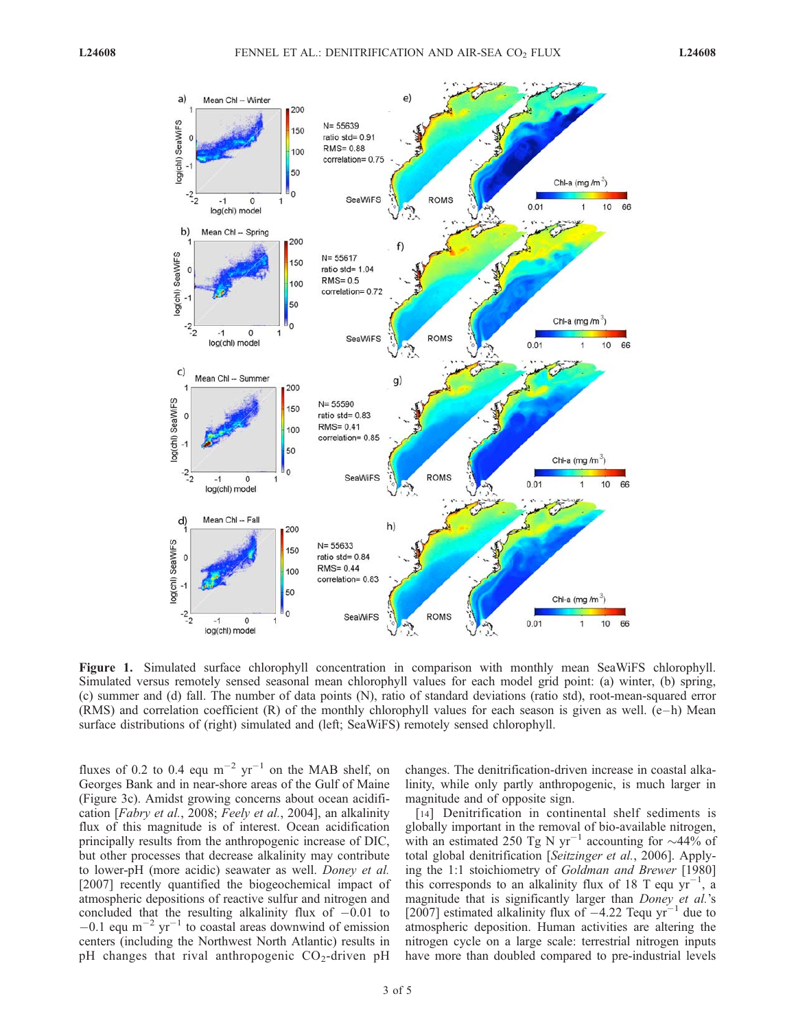**Figure 1.** Simulated surface chlorophyll concentration in comparison with monthly mean SeaWiFS chlorophyll. Simulated versus remotely sensed seasonal mean chlorophyll values for each model grid point: (a) winter, (b) spring, (c) summer and (d) fall. The number of data points (N), ratio of standard deviations (ratio std), root-mean-squared error (RMS) and correlation coefficient (R) of the monthly chlorophyll values for each season is given as well. (e–h) Mean surface distributions of (right) simulated and (left; SeaWiFS) remotely sensed chlorophyll.

fluxes of 0.2 to 0.4 equ $m^{-2}$ $yr^{-1}$ on the MAB shelf, on Georges Bank and in near-shore areas of the Gulf of Maine (Figure 3c). Amidst growing concerns about ocean acidification [*Fabry et al.*, 2008; *Feely et al.*, 2004], an alkalinity flux of this magnitude is of interest. Ocean acidification principally results from the anthropogenic increase of DIC, but other processes that decrease alkalinity may contribute to lower-pH (more acidic) seawater as well. *Doney et al.* [2007] recently quantified the biogeochemical impact of atmospheric depositions of reactive sulfur and nitrogen and concluded that the resulting alkalinity flux of −0.01 to −0.1 equ $m^{-2}$ $yr^{-1}$ to coastal areas downwind of emission centers (including the Northwest North Atlantic) results in pH changes that rival anthropogenic $CO_2$-driven pH changes. The denitrification-driven increase in coastal alkalinity, while only partly anthropogenic, is much larger in magnitude and of opposite sign.

[14] Denitrification in continental shelf sediments is globally important in the removal of bio-available nitrogen, with an estimated 250 Tg N $yr^{-1}$ accounting for ∼44% of total global denitrification [*Seitzinger et al.*, 2006]. Applying the 1:1 stoichiometry of *Goldman and Brewer* [1980] this corresponds to an alkalinity flux of 18 T equ $yr^{-1}$, a magnitude that is significantly larger than *Doney et al.*'s [2007] estimated alkalinity flux of −4.22 Tequ $yr^{-1}$ due to atmospheric deposition. Human activities are altering the nitrogen cycle on a large scale: terrestrial nitrogen inputs have more than doubled compared to pre-industrial levels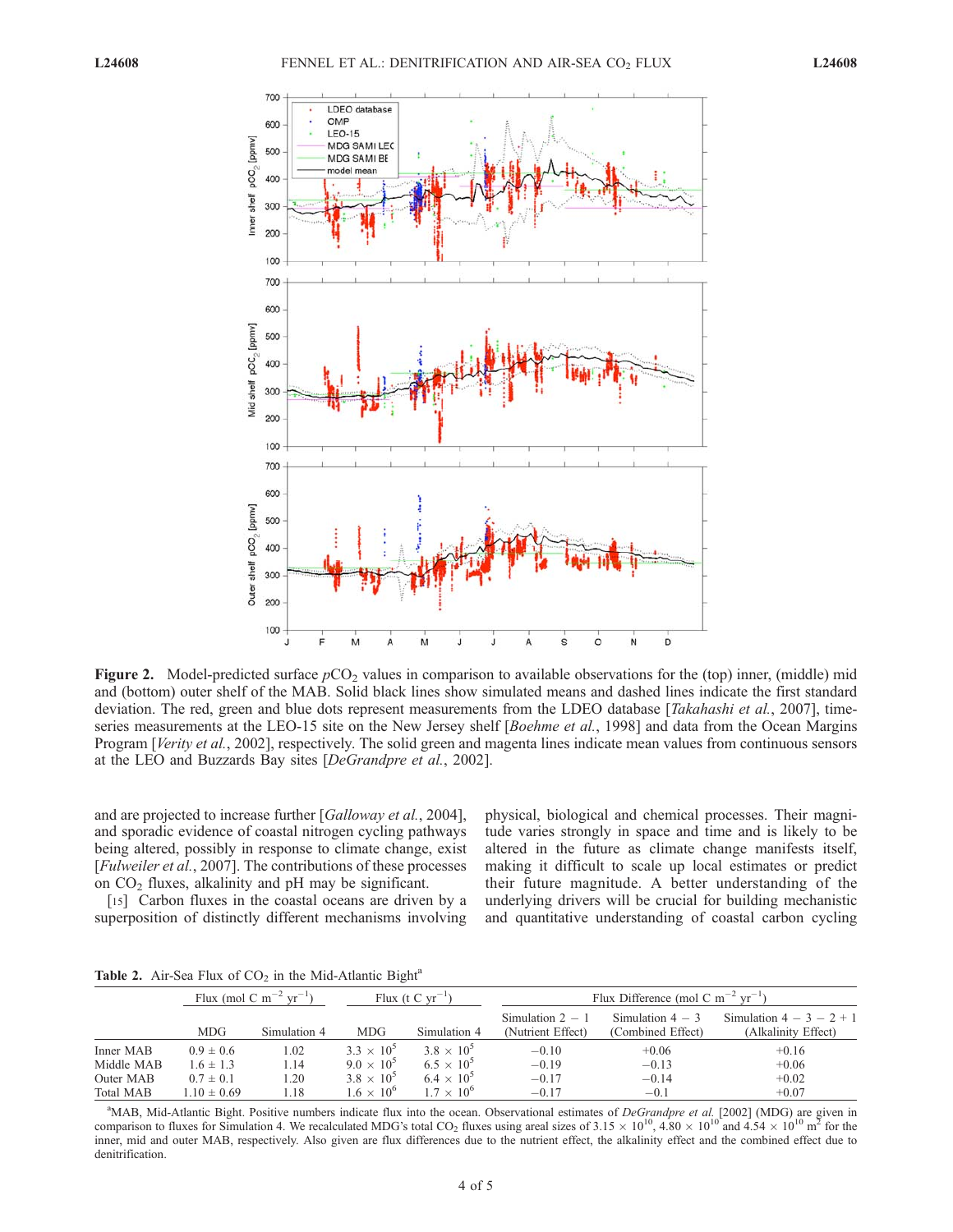**Figure 2.** Model-predicted surface $pCO_2$ values in comparison to available observations for the (top) inner, (middle) mid and (bottom) outer shelf of the MAB. Solid black lines show simulated means and dashed lines indicate the first standard deviation. The red, green and blue dots represent measurements from the LDEO database [*Takahashi et al.*, 2007], time-series measurements at the LEO-15 site on the New Jersey shelf [*Boehme et al.*, 1998] and data from the Ocean Margins Program [*Verity et al.*, 2002], respectively. The solid green and magenta lines indicate mean values from continuous sensors at the LEO and Buzzards Bay sites [*DeGrandpre et al.*, 2002].

and are projected to increase further [*Galloway et al.*, 2004], and sporadic evidence of coastal nitrogen cycling pathways being altered, possibly in response to climate change, exist [*Fulweiler et al.*, 2007]. The contributions of these processes on $CO_2$ fluxes, alkalinity and pH may be significant.

[15] Carbon fluxes in the coastal oceans are driven by a superposition of distinctly different mechanisms involving physical, biological and chemical processes. Their magnitude varies strongly in space and time and is likely to be altered in the future as climate change manifests itself, making it difficult to scale up local estimates or predict their future magnitude. A better understanding of the underlying drivers will be crucial for building mechanistic and quantitative understanding of coastal carbon cycling

**Table 2.** Air-Sea Flux of $CO_2$ in the Mid-Atlantic Bight[a]

| | Flux (mol C $m^{-2}$ $yr^{-1}$) | | Flux (t C $yr^{-1}$) | | Flux Difference (mol C $m^{-2}$ $yr^{-1}$) | | |
|---|---|---|---|---|---|---|---|
| | MDG | Simulation 4 | MDG | Simulation 4 | Simulation 2 − 1 (Nutrient Effect) | Simulation 4 − 3 (Combined Effect) | Simulation 4 − 3 − 2 + 1 (Alkalinity Effect) |
| Inner MAB | 0.9 ± 0.6 | 1.02 | $3.3 \times 10^5$ | $3.8 \times 10^5$ | −0.10 | +0.06 | +0.16 |
| Middle MAB | 1.6 ± 1.3 | 1.14 | $9.0 \times 10^5$ | $6.5 \times 10^5$ | −0.19 | −0.13 | +0.06 |
| Outer MAB | 0.7 ± 0.1 | 1.20 | $3.8 \times 10^5$ | $6.4 \times 10^5$ | −0.17 | −0.14 | +0.02 |
| Total MAB | 1.10 ± 0.69 | 1.18 | $1.6 \times 10^6$ | $1.7 \times 10^6$ | −0.17 | −0.1 | +0.07 |

[a]MAB, Mid-Atlantic Bight. Positive numbers indicate flux into the ocean. Observational estimates of *DeGrandpre et al.* [2002] (MDG) are given in comparison to fluxes for Simulation 4. We recalculated MDG's total $CO_2$ fluxes using areal sizes of $3.15 \times 10^{10}$, $4.80 \times 10^{10}$ and $4.54 \times 10^{10}$ $m^2$ for the inner, mid and outer MAB, respectively. Also given are flux differences due to the nutrient effect, the alkalinity effect and the combined effect due to denitrification.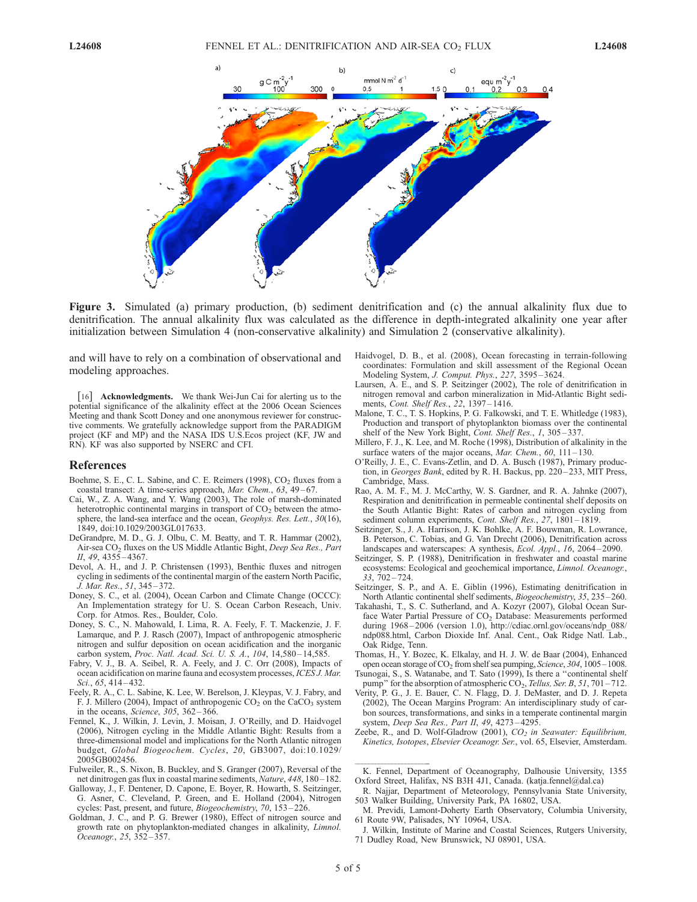a) $g\,C\,m^{-2}\,y^{-1}$ 30 100 300

b) $mmol\,N\,m^{-2}\,d^{-1}$ 0 0.5 1 1.5

c) $equ\,m^{-2}\,y^{-1}$ 0 0.1 0.2 0.3 0.4

**Figure 3.** Simulated (a) primary production, (b) sediment denitrification and (c) the annual alkalinity flux due to denitrification. The annual alkalinity flux was calculated as the difference in depth-integrated alkalinity one year after initialization between Simulation 4 (non-conservative alkalinity) and Simulation 2 (conservative alkalinity).

and will have to rely on a combination of observational and modeling approaches.

[16] **Acknowledgments.** We thank Wei-Jun Cai for alerting us to the potential significance of the alkalinity effect at the 2006 Ocean Sciences Meeting and thank Scott Doney and one anonymous reviewer for constructive comments. We gratefully acknowledge support from the PARADIGM project (KF and MP) and the NASA IDS U.S.Ecos project (KF, JW and RN). KF was also supported by NSERC and CFI.

## References

Boehme, S. E., C. L. Sabine, and C. E. Reimers (1998), $CO_2$ fluxes from a coastal transect: A time-series approach, *Mar. Chem.*, *63*, 49–67.

Cai, W., Z. A. Wang, and Y. Wang (2003), The role of marsh-dominated heterotrophic continental margins in transport of $CO_2$ between the atmosphere, the land-sea interface and the ocean, *Geophys. Res. Lett.*, *30*(16), 1849, doi:10.1029/2003GL017633.

DeGrandpre, M. D., G. J. Olbu, C. M. Beatty, and T. R. Hammar (2002), Air-sea $CO_2$ fluxes on the US Middle Atlantic Bight, *Deep Sea Res., Part II*, *49*, 4355–4367.

Devol, A. H., and J. P. Christensen (1993), Benthic fluxes and nitrogen cycling in sediments of the continental margin of the eastern North Pacific, *J. Mar. Res.*, *51*, 345–372.

Doney, S. C., et al. (2004), Ocean Carbon and Climate Change (OCCC): An Implementation strategy for U. S. Ocean Carbon Reseach, Univ. Corp. for Atmos. Res., Boulder, Colo.

Doney, S. C., N. Mahowald, I. Lima, R. A. Feely, F. T. Mackenzie, J. F. Lamarque, and P. J. Rasch (2007), Impact of anthropogenic atmospheric nitrogen and sulfur deposition on ocean acidification and the inorganic carbon system, *Proc. Natl. Acad. Sci. U. S. A.*, *104*, 14,580–14,585.

Fabry, V. J., B. A. Seibel, R. A. Feely, and J. C. Orr (2008), Impacts of ocean acidification on marine fauna and ecosystem processes, *ICES J. Mar. Sci.*, *65*, 414–432.

Feely, R. A., C. L. Sabine, K. Lee, W. Berelson, J. Kleypas, V. J. Fabry, and F. J. Millero (2004), Impact of anthropogenic $CO_2$ on the $CaCO_3$ system in the oceans, *Science*, *305*, 362–366.

Fennel, K., J. Wilkin, J. Levin, J. Moisan, J. O'Reilly, and D. Haidvogel (2006), Nitrogen cycling in the Middle Atlantic Bight: Results from a three-dimensional model and implications for the North Atlantic nitrogen budget, *Global Biogeochem. Cycles*, *20*, GB3007, doi:10.1029/2005GB002456.

Fulweiler, R., S. Nixon, B. Buckley, and S. Granger (2007), Reversal of the net dinitrogen gas flux in coastal marine sediments, *Nature*, *448*, 180–182.

Galloway, J., F. Dentener, D. Capone, E. Boyer, R. Howarth, S. Seitzinger, G. Asner, C. Cleveland, P. Green, and E. Holland (2004), Nitrogen cycles: Past, present, and future, *Biogeochemistry*, *70*, 153–226.

Goldman, J. C., and P. G. Brewer (1980), Effect of nitrogen source and growth rate on phytoplankton-mediated changes in alkalinity, *Limnol. Oceanogr.*, *25*, 352–357.

Haidvogel, D. B., et al. (2008), Ocean forecasting in terrain-following coordinates: Formulation and skill assessment of the Regional Ocean Modeling System, *J. Comput. Phys.*, *227*, 3595–3624.

Laursen, A. E., and S. P. Seitzinger (2002), The role of denitrification in nitrogen removal and carbon mineralization in Mid-Atlantic Bight sediments, *Cont. Shelf Res.*, *22*, 1397–1416.

Malone, T. C., T. S. Hopkins, P. G. Falkowski, and T. E. Whitledge (1983), Production and transport of phytoplankton biomass over the continental shelf of the New York Bight, *Cont. Shelf Res.*, *1*, 305–337.

Millero, F. J., K. Lee, and M. Roche (1998), Distribution of alkalinity in the surface waters of the major oceans, *Mar. Chem.*, *60*, 111–130.

O'Reilly, J. E., C. Evans-Zetlin, and D. A. Busch (1987), Primary production, in *Georges Bank*, edited by R. H. Backus, pp. 220–233, MIT Press, Cambridge, Mass.

Rao, A. M. F., M. J. McCarthy, W. S. Gardner, and R. A. Jahnke (2007), Respiration and denitrification in permeable continental shelf deposits on the South Atlantic Bight: Rates of carbon and nitrogen cycling from sediment column experiments, *Cont. Shelf Res.*, *27*, 1801–1819.

Seitzinger, S., J. A. Harrison, J. K. Bohlke, A. F. Bouwman, R. Lowrance, B. Peterson, C. Tobias, and G. Van Drecht (2006), Denitrification across landscapes and waterscapes: A synthesis, *Ecol. Appl.*, *16*, 2064–2090.

Seitzinger, S. P. (1988), Denitrification in freshwater and coastal marine ecosystems: Ecological and geochemical importance, *Limnol. Oceanogr.*, *33*, 702–724.

Seitzinger, S. P., and A. E. Giblin (1996), Estimating denitrification in North Atlantic continental shelf sediments, *Biogeochemistry*, *35*, 235–260.

Takahashi, T., S. C. Sutherland, and A. Kozyr (2007), Global Ocean Surface Water Partial Pressure of $CO_2$ Database: Measurements performed during 1968–2006 (version 1.0), http://cdiac.ornl.gov/oceans/ndp_088/ndp088.html, Carbon Dioxide Inf. Anal. Cent., Oak Ridge Natl. Lab., Oak Ridge, Tenn.

Thomas, H., Y. Bozec, K. Elkalay, and H. J. W. de Baar (2004), Enhanced open ocean storage of $CO_2$ from shelf sea pumping, *Science*, *304*, 1005–1008.

Tsunogai, S., S. Watanabe, and T. Sato (1999), Is there a "continental shelf pump" for the absorption of atmospheric $CO_2$, *Tellus, Ser. B*, *51*, 701–712.

Verity, P. G., J. E. Bauer, C. N. Flagg, D. J. DeMaster, and D. J. Repeta (2002), The Ocean Margins Program: An interdisciplinary study of carbon sources, transformations, and sinks in a temperate continental margin system, *Deep Sea Res., Part II*, *49*, 4273–4295.

Zeebe, R., and D. Wolf-Gladrow (2001), *$CO_2$ in Seawater: Equilibrium, Kinetics, Isotopes*, *Elsevier Oceanogr. Ser.*, vol. 65, Elsevier, Amsterdam.

K. Fennel, Department of Oceanography, Dalhousie University, 1355 Oxford Street, Halifax, NS B3H 4J1, Canada. (katja.fennel@dal.ca)

R. Najjar, Department of Meteorology, Pennsylvania State University, 503 Walker Building, University Park, PA 16802, USA.

M. Previdi, Lamont-Doherty Earth Observatory, Columbia University, 61 Route 9W, Palisades, NY 10964, USA.

J. Wilkin, Institute of Marine and Coastal Sciences, Rutgers University, 71 Dudley Road, New Brunswick, NJ 08901, USA.